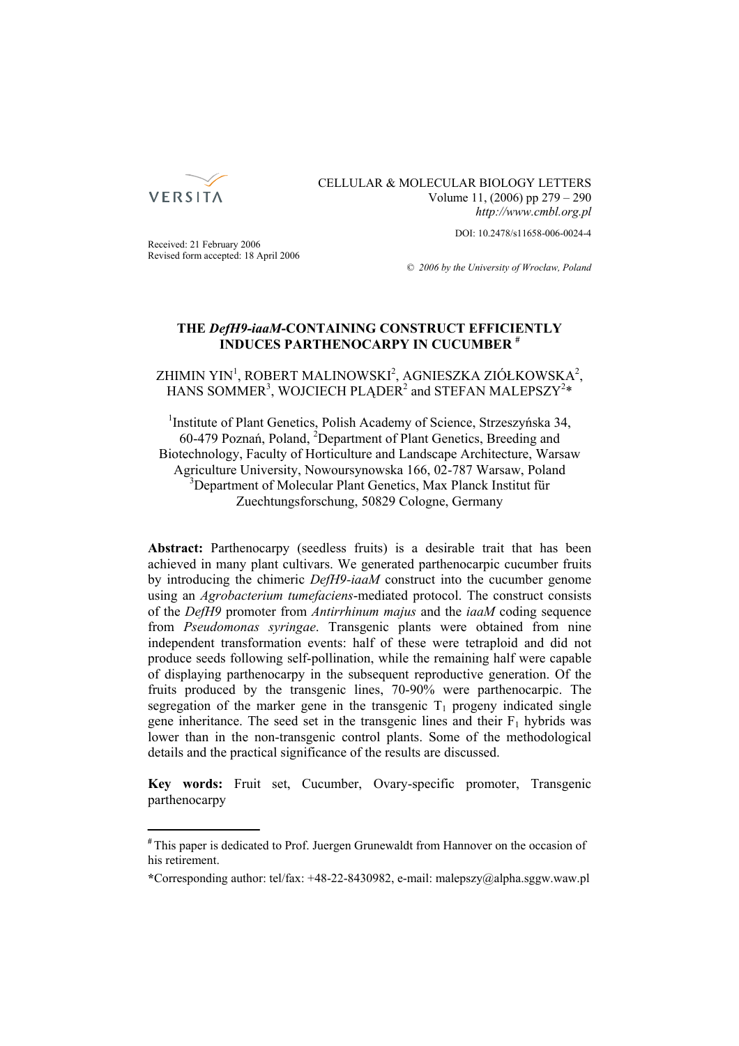Received: 21 February 2006
Revised form accepted: 18 April 2006

DOI: 10.2478/s11658-006-0024-4

© 2006 by the University of Wrocław, Poland

# THE *DefH9-iaaM*-CONTAINING CONSTRUCT EFFICIENTLY INDUCES PARTHENOCARPY IN CUCUMBER [#]

ZHIMIN YIN[1], ROBERT MALINOWSKI[2], AGNIESZKA ZIÓŁKOWSKA[2], HANS SOMMER[3], WOJCIECH PLĄDER[2] and STEFAN MALEPSZY[2]*

[1]Institute of Plant Genetics, Polish Academy of Science, Strzeszyńska 34, 60-479 Poznań, Poland, [2]Department of Plant Genetics, Breeding and Biotechnology, Faculty of Horticulture and Landscape Architecture, Warsaw Agriculture University, Nowoursynowska 166, 02-787 Warsaw, Poland
[3]Department of Molecular Plant Genetics, Max Planck Institut für Zuechtungsforschung, 50829 Cologne, Germany

**Abstract:** Parthenocarpy (seedless fruits) is a desirable trait that has been achieved in many plant cultivars. We generated parthenocarpic cucumber fruits by introducing the chimeric *DefH9-iaaM* construct into the cucumber genome using an *Agrobacterium tumefaciens*-mediated protocol. The construct consists of the *DefH9* promoter from *Antirrhinum majus* and the *iaaM* coding sequence from *Pseudomonas syringae*. Transgenic plants were obtained from nine independent transformation events: half of these were tetraploid and did not produce seeds following self-pollination, while the remaining half were capable of displaying parthenocarpy in the subsequent reproductive generation. Of the fruits produced by the transgenic lines, 70-90% were parthenocarpic. The segregation of the marker gene in the transgenic $T_1$ progeny indicated single gene inheritance. The seed set in the transgenic lines and their $F_1$ hybrids was lower than in the non-transgenic control plants. Some of the methodological details and the practical significance of the results are discussed.

**Key words:** Fruit set, Cucumber, Ovary-specific promoter, Transgenic parthenocarpy

---

[#] This paper is dedicated to Prof. Juergen Grunewaldt from Hannover on the occasion of his retirement.

*Corresponding author: tel/fax: +48-22-8430982, e-mail: malepszy@alpha.sggw.waw.pl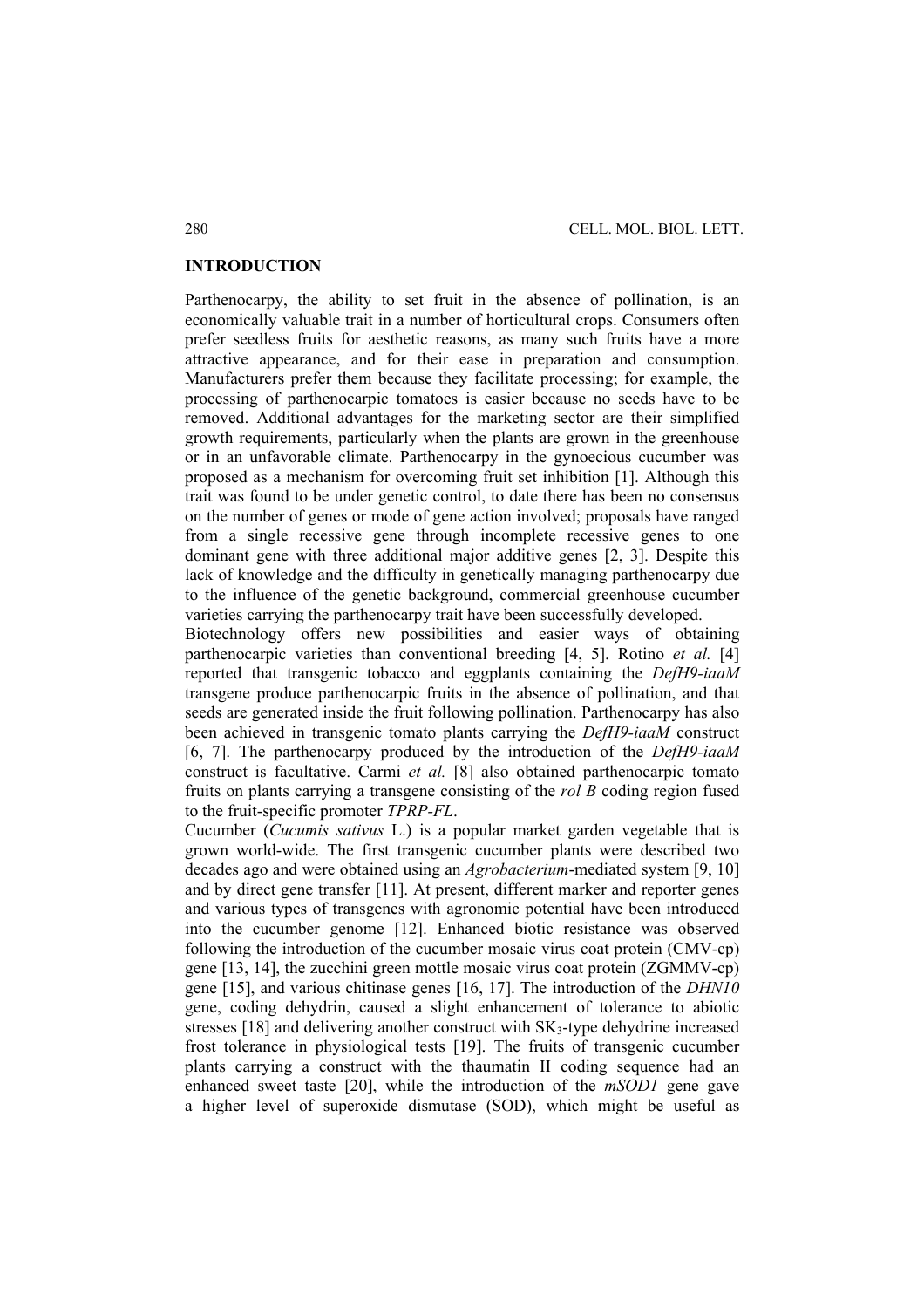## INTRODUCTION

Parthenocarpy, the ability to set fruit in the absence of pollination, is an economically valuable trait in a number of horticultural crops. Consumers often prefer seedless fruits for aesthetic reasons, as many such fruits have a more attractive appearance, and for their ease in preparation and consumption. Manufacturers prefer them because they facilitate processing; for example, the processing of parthenocarpic tomatoes is easier because no seeds have to be removed. Additional advantages for the marketing sector are their simplified growth requirements, particularly when the plants are grown in the greenhouse or in an unfavorable climate. Parthenocarpy in the gynoecious cucumber was proposed as a mechanism for overcoming fruit set inhibition [1]. Although this trait was found to be under genetic control, to date there has been no consensus on the number of genes or mode of gene action involved; proposals have ranged from a single recessive gene through incomplete recessive genes to one dominant gene with three additional major additive genes [2, 3]. Despite this lack of knowledge and the difficulty in genetically managing parthenocarpy due to the influence of the genetic background, commercial greenhouse cucumber varieties carrying the parthenocarpy trait have been successfully developed.

Biotechnology offers new possibilities and easier ways of obtaining parthenocarpic varieties than conventional breeding [4, 5]. Rotino *et al.* [4] reported that transgenic tobacco and eggplants containing the *DefH9-iaaM* transgene produce parthenocarpic fruits in the absence of pollination, and that seeds are generated inside the fruit following pollination. Parthenocarpy has also been achieved in transgenic tomato plants carrying the *DefH9-iaaM* construct [6, 7]. The parthenocarpy produced by the introduction of the *DefH9-iaaM* construct is facultative. Carmi *et al.* [8] also obtained parthenocarpic tomato fruits on plants carrying a transgene consisting of the *rol B* coding region fused to the fruit-specific promoter *TPRP-FL*.

Cucumber (*Cucumis sativus* L.) is a popular market garden vegetable that is grown world-wide. The first transgenic cucumber plants were described two decades ago and were obtained using an *Agrobacterium*-mediated system [9, 10] and by direct gene transfer [11]. At present, different marker and reporter genes and various types of transgenes with agronomic potential have been introduced into the cucumber genome [12]. Enhanced biotic resistance was observed following the introduction of the cucumber mosaic virus coat protein (CMV-cp) gene [13, 14], the zucchini green mottle mosaic virus coat protein (ZGMMV-cp) gene [15], and various chitinase genes [16, 17]. The introduction of the *DHN10* gene, coding dehydrin, caused a slight enhancement of tolerance to abiotic stresses [18] and delivering another construct with $SK_3$-type dehydrine increased frost tolerance in physiological tests [19]. The fruits of transgenic cucumber plants carrying a construct with the thaumatin II coding sequence had an enhanced sweet taste [20], while the introduction of the *mSOD1* gene gave a higher level of superoxide dismutase (SOD), which might be useful as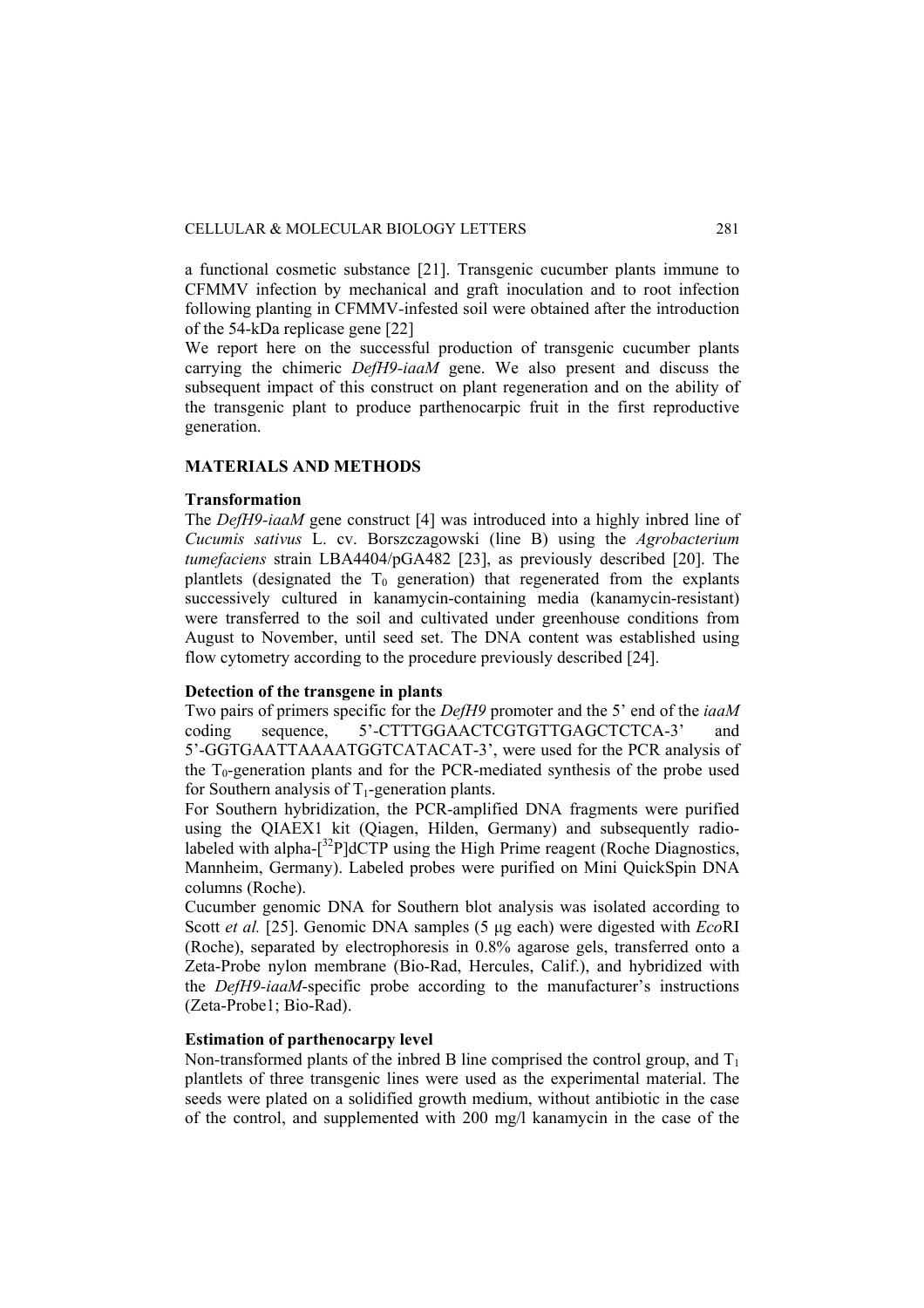a functional cosmetic substance [21]. Transgenic cucumber plants immune to CFMMV infection by mechanical and graft inoculation and to root infection following planting in CFMMV-infested soil were obtained after the introduction of the 54-kDa replicase gene [22]

We report here on the successful production of transgenic cucumber plants carrying the chimeric *DefH9-iaaM* gene. We also present and discuss the subsequent impact of this construct on plant regeneration and on the ability of the transgenic plant to produce parthenocarpic fruit in the first reproductive generation.

## MATERIALS AND METHODS

### Transformation

The *DefH9-iaaM* gene construct [4] was introduced into a highly inbred line of *Cucumis sativus* L. cv. Borszczagowski (line B) using the *Agrobacterium tumefaciens* strain LBA4404/pGA482 [23], as previously described [20]. The plantlets (designated the $T_0$ generation) that regenerated from the explants successively cultured in kanamycin-containing media (kanamycin-resistant) were transferred to the soil and cultivated under greenhouse conditions from August to November, until seed set. The DNA content was established using flow cytometry according to the procedure previously described [24].

### Detection of the transgene in plants

Two pairs of primers specific for the *DefH9* promoter and the 5' end of the *iaaM* coding sequence, 5'-CTTTGGAACTCGTGTTGAGCTCTCA-3' and 5'-GGTGAATTAAAATGGTCATACAT-3', were used for the PCR analysis of the $T_0$-generation plants and for the PCR-mediated synthesis of the probe used for Southern analysis of $T_1$-generation plants.

For Southern hybridization, the PCR-amplified DNA fragments were purified using the QIAEX1 kit (Qiagen, Hilden, Germany) and subsequently radio-labeled with alpha-[$^{32}$P]dCTP using the High Prime reagent (Roche Diagnostics, Mannheim, Germany). Labeled probes were purified on Mini QuickSpin DNA columns (Roche).

Cucumber genomic DNA for Southern blot analysis was isolated according to Scott *et al.* [25]. Genomic DNA samples (5 μg each) were digested with *Eco*RI (Roche), separated by electrophoresis in 0.8% agarose gels, transferred onto a Zeta-Probe nylon membrane (Bio-Rad, Hercules, Calif.), and hybridized with the *DefH9-iaaM*-specific probe according to the manufacturer's instructions (Zeta-Probe1; Bio-Rad).

### Estimation of parthenocarpy level

Non-transformed plants of the inbred B line comprised the control group, and $T_1$ plantlets of three transgenic lines were used as the experimental material. The seeds were plated on a solidified growth medium, without antibiotic in the case of the control, and supplemented with 200 mg/l kanamycin in the case of the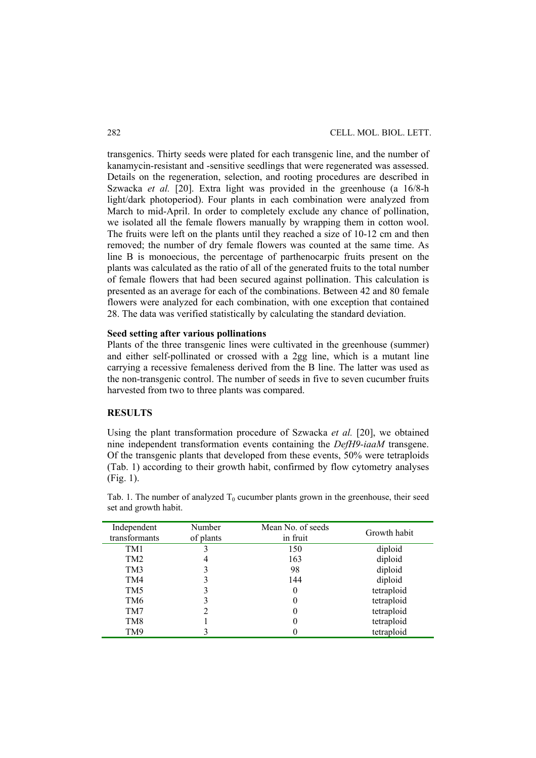transgenics. Thirty seeds were plated for each transgenic line, and the number of kanamycin-resistant and -sensitive seedlings that were regenerated was assessed. Details on the regeneration, selection, and rooting procedures are described in Szwacka *et al.* [20]. Extra light was provided in the greenhouse (a 16/8-h light/dark photoperiod). Four plants in each combination were analyzed from March to mid-April. In order to completely exclude any chance of pollination, we isolated all the female flowers manually by wrapping them in cotton wool. The fruits were left on the plants until they reached a size of 10-12 cm and then removed; the number of dry female flowers was counted at the same time. As line B is monoecious, the percentage of parthenocarpic fruits present on the plants was calculated as the ratio of all of the generated fruits to the total number of female flowers that had been secured against pollination. This calculation is presented as an average for each of the combinations. Between 42 and 80 female flowers were analyzed for each combination, with one exception that contained 28. The data was verified statistically by calculating the standard deviation.

### Seed setting after various pollinations

Plants of the three transgenic lines were cultivated in the greenhouse (summer) and either self-pollinated or crossed with a 2gg line, which is a mutant line carrying a recessive femaleness derived from the B line. The latter was used as the non-transgenic control. The number of seeds in five to seven cucumber fruits harvested from two to three plants was compared.

## RESULTS

Using the plant transformation procedure of Szwacka *et al.* [20], we obtained nine independent transformation events containing the *DefH9-iaaM* transgene. Of the transgenic plants that developed from these events, 50% were tetraploids (Tab. 1) according to their growth habit, confirmed by flow cytometry analyses (Fig. 1).

Tab. 1. The number of analyzed $T_0$ cucumber plants grown in the greenhouse, their seed set and growth habit.

| Independent transformants | Number of plants | Mean No. of seeds in fruit | Growth habit |
|---|---|---|---|
| TM1 | 3 | 150 | diploid |
| TM2 | 4 | 163 | diploid |
| TM3 | 3 | 98 | diploid |
| TM4 | 3 | 144 | diploid |
| TM5 | 3 | 0 | tetraploid |
| TM6 | 3 | 0 | tetraploid |
| TM7 | 2 | 0 | tetraploid |
| TM8 | 1 | 0 | tetraploid |
| TM9 | 3 | 0 | tetraploid |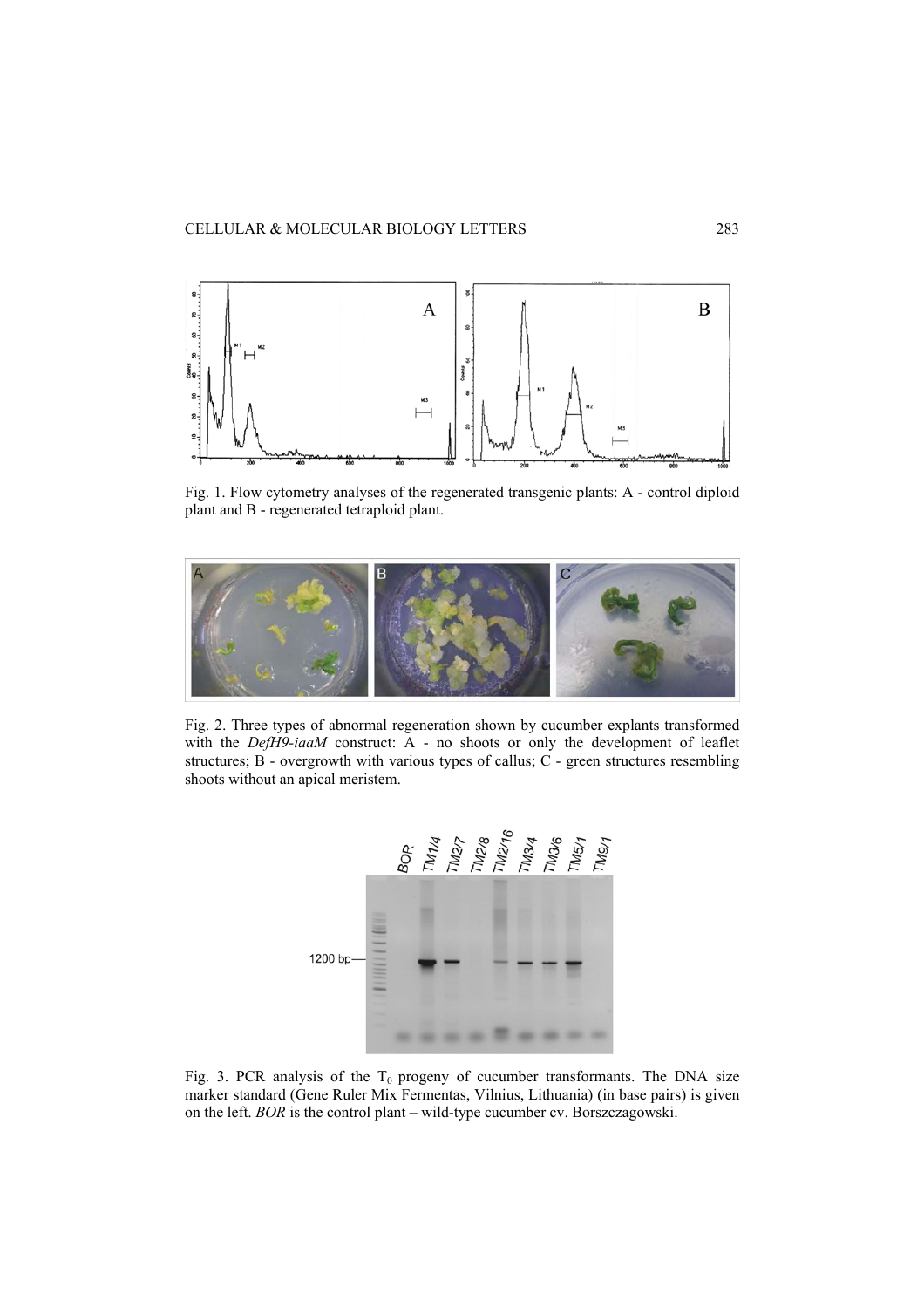Fig. 1. Flow cytometry analyses of the regenerated transgenic plants: A - control diploid plant and B - regenerated tetraploid plant.

Fig. 2. Three types of abnormal regeneration shown by cucumber explants transformed with the *DefH9-iaaM* construct: A - no shoots or only the development of leaflet structures; B - overgrowth with various types of callus; C - green structures resembling shoots without an apical meristem.

Fig. 3. PCR analysis of the $T_0$ progeny of cucumber transformants. The DNA size marker standard (Gene Ruler Mix Fermentas, Vilnius, Lithuania) (in base pairs) is given on the left. *BOR* is the control plant – wild-type cucumber cv. Borszczagowski.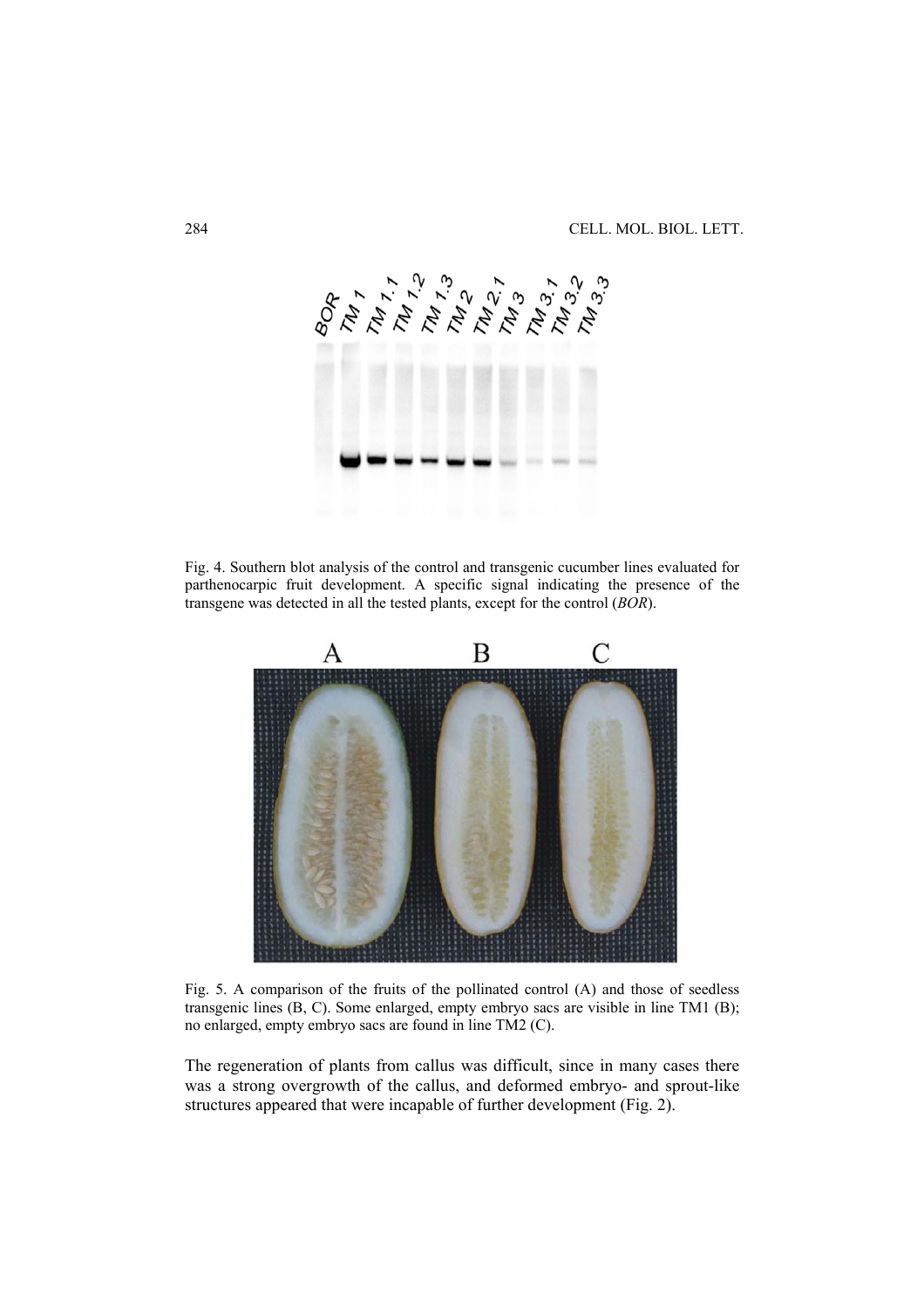Fig. 4. Southern blot analysis of the control and transgenic cucumber lines evaluated for parthenocarpic fruit development. A specific signal indicating the presence of the transgene was detected in all the tested plants, except for the control (*BOR*).

Fig. 5. A comparison of the fruits of the pollinated control (A) and those of seedless transgenic lines (B, C). Some enlarged, empty embryo sacs are visible in line TM1 (B); no enlarged, empty embryo sacs are found in line TM2 (C).

The regeneration of plants from callus was difficult, since in many cases there was a strong overgrowth of the callus, and deformed embryo- and sprout-like structures appeared that were incapable of further development (Fig. 2).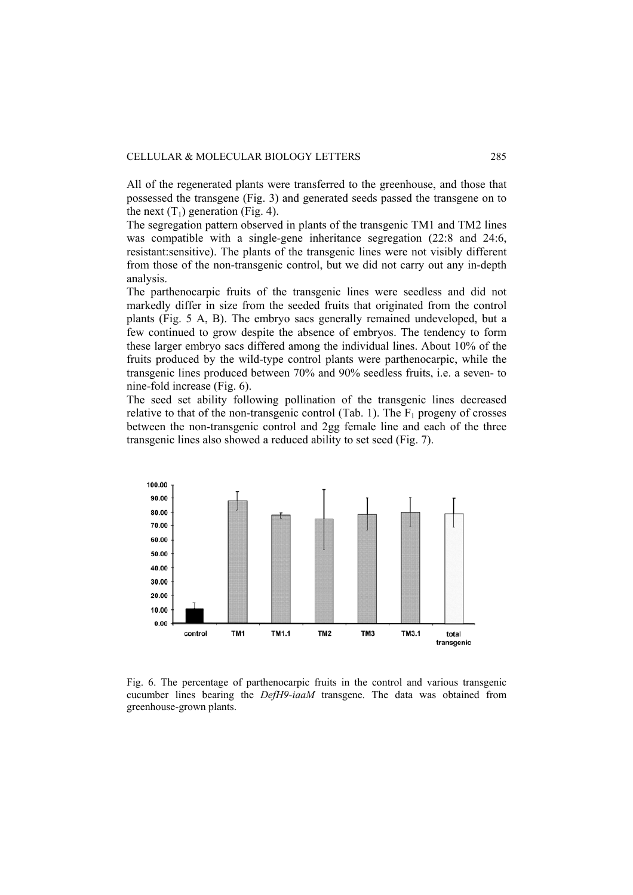All of the regenerated plants were transferred to the greenhouse, and those that possessed the transgene (Fig. 3) and generated seeds passed the transgene on to the next ($T_1$) generation (Fig. 4).

The segregation pattern observed in plants of the transgenic TM1 and TM2 lines was compatible with a single-gene inheritance segregation (22:8 and 24:6, resistant:sensitive). The plants of the transgenic lines were not visibly different from those of the non-transgenic control, but we did not carry out any in-depth analysis.

The parthenocarpic fruits of the transgenic lines were seedless and did not markedly differ in size from the seeded fruits that originated from the control plants (Fig. 5 A, B). The embryo sacs generally remained undeveloped, but a few continued to grow despite the absence of embryos. The tendency to form these larger embryo sacs differed among the individual lines. About 10% of the fruits produced by the wild-type control plants were parthenocarpic, while the transgenic lines produced between 70% and 90% seedless fruits, i.e. a seven- to nine-fold increase (Fig. 6).

The seed set ability following pollination of the transgenic lines decreased relative to that of the non-transgenic control (Tab. 1). The $F_1$ progeny of crosses between the non-transgenic control and 2gg female line and each of the three transgenic lines also showed a reduced ability to set seed (Fig. 7).

Fig. 6. The percentage of parthenocarpic fruits in the control and various transgenic cucumber lines bearing the *DefH9-iaaM* transgene. The data was obtained from greenhouse-grown plants.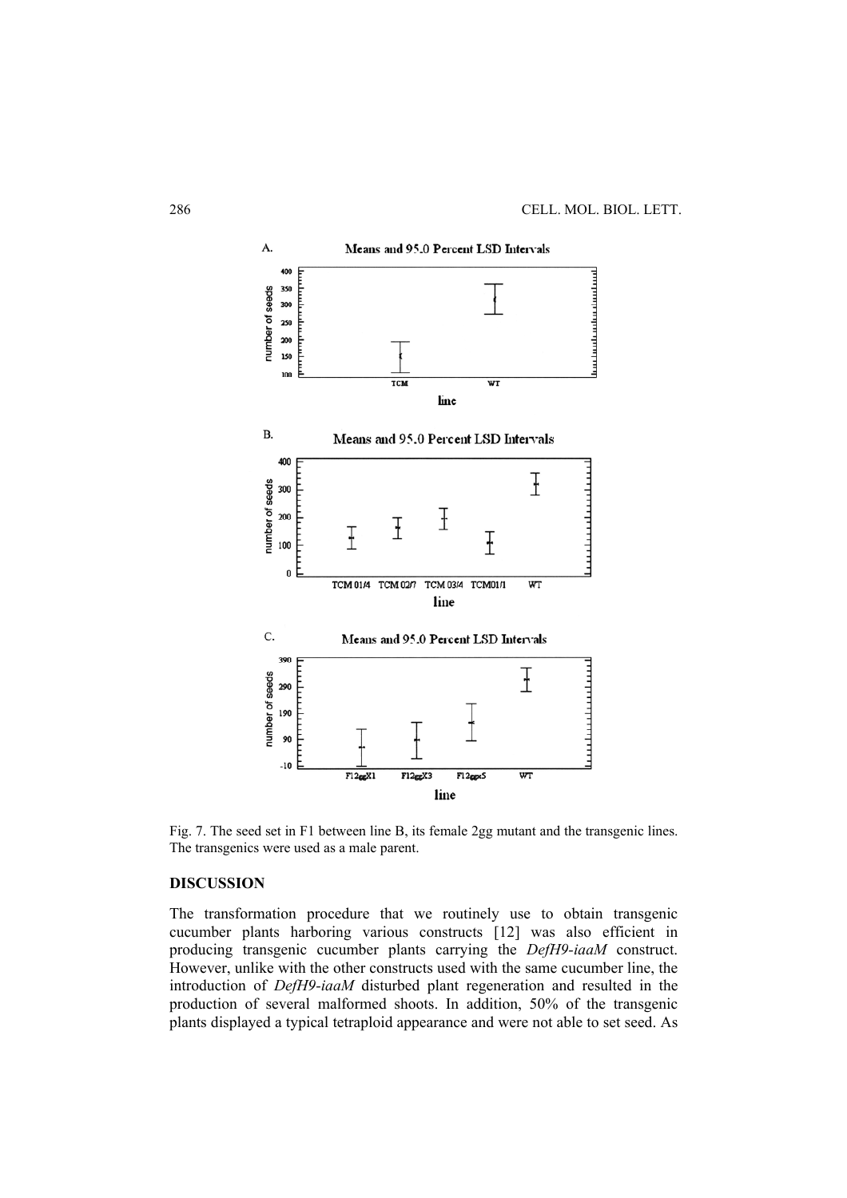Fig. 7. The seed set in F1 between line B, its female 2gg mutant and the transgenic lines. The transgenics were used as a male parent.

## DISCUSSION

The transformation procedure that we routinely use to obtain transgenic cucumber plants harboring various constructs [12] was also efficient in producing transgenic cucumber plants carrying the *DefH9-iaaM* construct. However, unlike with the other constructs used with the same cucumber line, the introduction of *DefH9-iaaM* disturbed plant regeneration and resulted in the production of several malformed shoots. In addition, 50% of the transgenic plants displayed a typical tetraploid appearance and were not able to set seed. As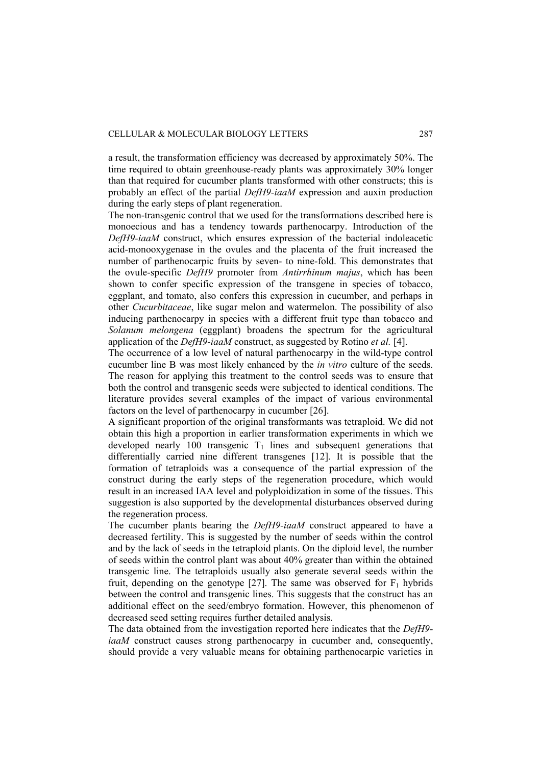a result, the transformation efficiency was decreased by approximately 50%. The time required to obtain greenhouse-ready plants was approximately 30% longer than that required for cucumber plants transformed with other constructs; this is probably an effect of the partial *DefH9-iaaM* expression and auxin production during the early steps of plant regeneration.

The non-transgenic control that we used for the transformations described here is monoecious and has a tendency towards parthenocarpy. Introduction of the *DefH9-iaaM* construct, which ensures expression of the bacterial indoleacetic acid-monooxygenase in the ovules and the placenta of the fruit increased the number of parthenocarpic fruits by seven- to nine-fold. This demonstrates that the ovule-specific *DefH9* promoter from *Antirrhinum majus*, which has been shown to confer specific expression of the transgene in species of tobacco, eggplant, and tomato, also confers this expression in cucumber, and perhaps in other *Cucurbitaceae*, like sugar melon and watermelon. The possibility of also inducing parthenocarpy in species with a different fruit type than tobacco and *Solanum melongena* (eggplant) broadens the spectrum for the agricultural application of the *DefH9-iaaM* construct, as suggested by Rotino *et al.* [4].

The occurrence of a low level of natural parthenocarpy in the wild-type control cucumber line B was most likely enhanced by the *in vitro* culture of the seeds. The reason for applying this treatment to the control seeds was to ensure that both the control and transgenic seeds were subjected to identical conditions. The literature provides several examples of the impact of various environmental factors on the level of parthenocarpy in cucumber [26].

A significant proportion of the original transformants was tetraploid. We did not obtain this high a proportion in earlier transformation experiments in which we developed nearly 100 transgenic $T_1$ lines and subsequent generations that differentially carried nine different transgenes [12]. It is possible that the formation of tetraploids was a consequence of the partial expression of the construct during the early steps of the regeneration procedure, which would result in an increased IAA level and polyploidization in some of the tissues. This suggestion is also supported by the developmental disturbances observed during the regeneration process.

The cucumber plants bearing the *DefH9-iaaM* construct appeared to have a decreased fertility. This is suggested by the number of seeds within the control and by the lack of seeds in the tetraploid plants. On the diploid level, the number of seeds within the control plant was about 40% greater than within the obtained transgenic line. The tetraploids usually also generate several seeds within the fruit, depending on the genotype [27]. The same was observed for $F_1$ hybrids between the control and transgenic lines. This suggests that the construct has an additional effect on the seed/embryo formation. However, this phenomenon of decreased seed setting requires further detailed analysis.

The data obtained from the investigation reported here indicates that the *DefH9-iaaM* construct causes strong parthenocarpy in cucumber and, consequently, should provide a very valuable means for obtaining parthenocarpic varieties in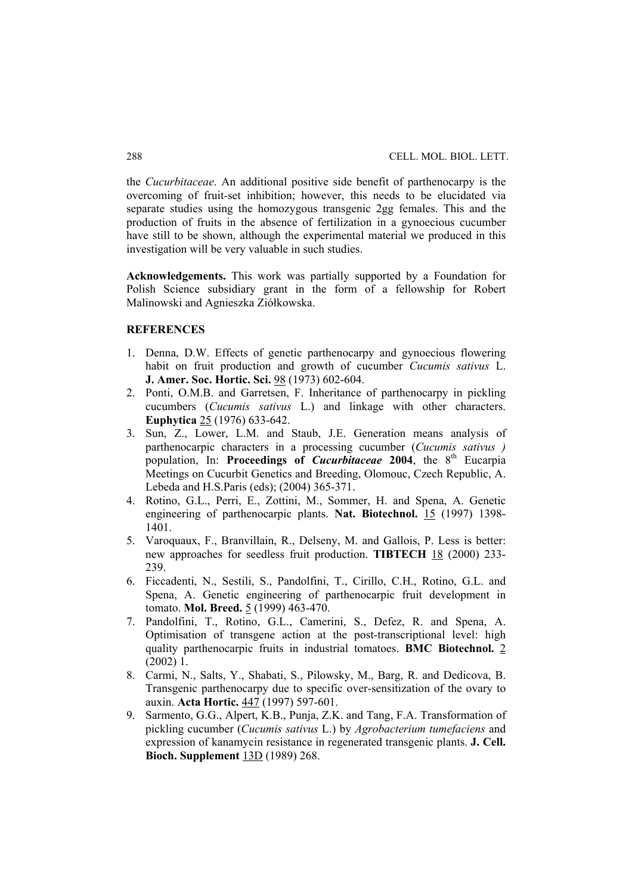the *Cucurbitaceae*. An additional positive side benefit of parthenocarpy is the overcoming of fruit-set inhibition; however, this needs to be elucidated via separate studies using the homozygous transgenic 2gg females. This and the production of fruits in the absence of fertilization in a gynoecious cucumber have still to be shown, although the experimental material we produced in this investigation will be very valuable in such studies.

**Acknowledgements.** This work was partially supported by a Foundation for Polish Science subsidiary grant in the form of a fellowship for Robert Malinowski and Agnieszka Ziółkowska.

## REFERENCES

1. Denna, D.W. Effects of genetic parthenocarpy and gynoecious flowering habit on fruit production and growth of cucumber *Cucumis sativus* L. **J. Amer. Soc. Hortic. Sci.** 98 (1973) 602-604.
2. Ponti, O.M.B. and Garretsen, F. Inheritance of parthenocarpy in pickling cucumbers (*Cucumis sativus* L.) and linkage with other characters. **Euphytica** 25 (1976) 633-642.
3. Sun, Z., Lower, L.M. and Staub, J.E. Generation means analysis of parthenocarpic characters in a processing cucumber (*Cucumis sativus )* population, In: **Proceedings of *Cucurbitaceae* 2004**, the 8th Eucarpia Meetings on Cucurbit Genetics and Breeding, Olomouc, Czech Republic, A. Lebeda and H.S.Paris (eds); (2004) 365-371.
4. Rotino, G.L., Perri, E., Zottini, M., Sommer, H. and Spena, A. Genetic engineering of parthenocarpic plants. **Nat. Biotechnol.** 15 (1997) 1398-1401.
5. Varoquaux, F., Branvillain, R., Delseny, M. and Gallois, P. Less is better: new approaches for seedless fruit production. **TIBTECH** 18 (2000) 233-239.
6. Ficcadenti, N., Sestili, S., Pandolfini, T., Cirillo, C.H., Rotino, G.L. and Spena, A. Genetic engineering of parthenocarpic fruit development in tomato. **Mol. Breed.** 5 (1999) 463-470.
7. Pandolfini, T., Rotino, G.L., Camerini, S., Defez, R. and Spena, A. Optimisation of transgene action at the post-transcriptional level: high quality parthenocarpic fruits in industrial tomatoes. **BMC Biotechnol.** 2 (2002) 1.
8. Carmi, N., Salts, Y., Shabati, S., Pilowsky, M., Barg, R. and Dedicova, B. Transgenic parthenocarpy due to specific over-sensitization of the ovary to auxin. **Acta Hortic.** 447 (1997) 597-601.
9. Sarmento, G.G., Alpert, K.B., Punja, Z.K. and Tang, F.A. Transformation of pickling cucumber (*Cucumis sativus* L.) by *Agrobacterium tumefaciens* and expression of kanamycin resistance in regenerated transgenic plants. **J. Cell. Bioch. Supplement** 13D (1989) 268.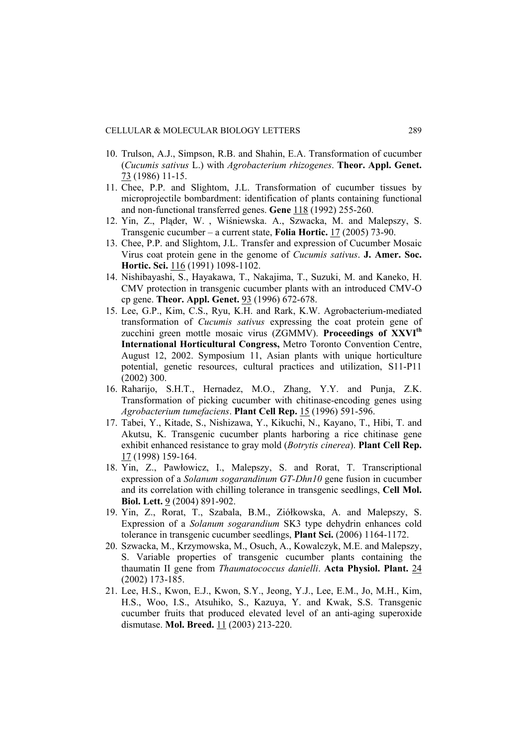10. Trulson, A.J., Simpson, R.B. and Shahin, E.A. Transformation of cucumber (*Cucumis sativus* L.) with *Agrobacterium rhizogenes*. **Theor. Appl. Genet.** 73 (1986) 11-15.
11. Chee, P.P. and Slightom, J.L. Transformation of cucumber tissues by microprojectile bombardment: identification of plants containing functional and non-functional transferred genes. **Gene** 118 (1992) 255-260.
12. Yin, Z., Pląder, W. , Wiśniewska. A., Szwacka, M. and Malepszy, S. Transgenic cucumber – a current state, **Folia Hortic.** 17 (2005) 73-90.
13. Chee, P.P. and Slightom, J.L. Transfer and expression of Cucumber Mosaic Virus coat protein gene in the genome of *Cucumis sativus*. **J. Amer. Soc. Hortic. Sci.** 116 (1991) 1098-1102.
14. Nishibayashi, S., Hayakawa, T., Nakajima, T., Suzuki, M. and Kaneko, H. CMV protection in transgenic cucumber plants with an introduced CMV-O cp gene. **Theor. Appl. Genet.** 93 (1996) 672-678.
15. Lee, G.P., Kim, C.S., Ryu, K.H. and Rark, K.W. Agrobacterium-mediated transformation of *Cucumis sativus* expressing the coat protein gene of zucchini green mottle mosaic virus (ZGMMV). **Proceedings of XXVI^th^ International Horticultural Congress,** Metro Toronto Convention Centre, August 12, 2002. Symposium 11, Asian plants with unique horticulture potential, genetic resources, cultural practices and utilization, S11-P11 (2002) 300.
16. Raharijo, S.H.T., Hernadez, M.O., Zhang, Y.Y. and Punja, Z.K. Transformation of picking cucumber with chitinase-encoding genes using *Agrobacterium tumefaciens*. **Plant Cell Rep.** 15 (1996) 591-596.
17. Tabei, Y., Kitade, S., Nishizawa, Y., Kikuchi, N., Kayano, T., Hibi, T. and Akutsu, K. Transgenic cucumber plants harboring a rice chitinase gene exhibit enhanced resistance to gray mold (*Botrytis cinerea*). **Plant Cell Rep.** 17 (1998) 159-164.
18. Yin, Z., Pawłowicz, I., Malepszy, S. and Rorat, T. Transcriptional expression of a *Solanum sogarandinum GT-Dhn10* gene fusion in cucumber and its correlation with chilling tolerance in transgenic seedlings, **Cell Mol. Biol. Lett.** 9 (2004) 891-902.
19. Yin, Z., Rorat, T., Szabala, B.M., Ziółkowska, A. and Malepszy, S. Expression of a *Solanum sogarandium* SK3 type dehydrin enhances cold tolerance in transgenic cucumber seedlings, **Plant Sci.** (2006) 1164-1172.
20. Szwacka, M., Krzymowska, M., Osuch, A., Kowalczyk, M.E. and Malepszy, S. Variable properties of transgenic cucumber plants containing the thaumatin II gene from *Thaumatococcus danielli*. **Acta Physiol. Plant.** 24 (2002) 173-185.
21. Lee, H.S., Kwon, E.J., Kwon, S.Y., Jeong, Y.J., Lee, E.M., Jo, M.H., Kim, H.S., Woo, I.S., Atsuhiko, S., Kazuya, Y. and Kwak, S.S. Transgenic cucumber fruits that produced elevated level of an anti-aging superoxide dismutase. **Mol. Breed.** 11 (2003) 213-220.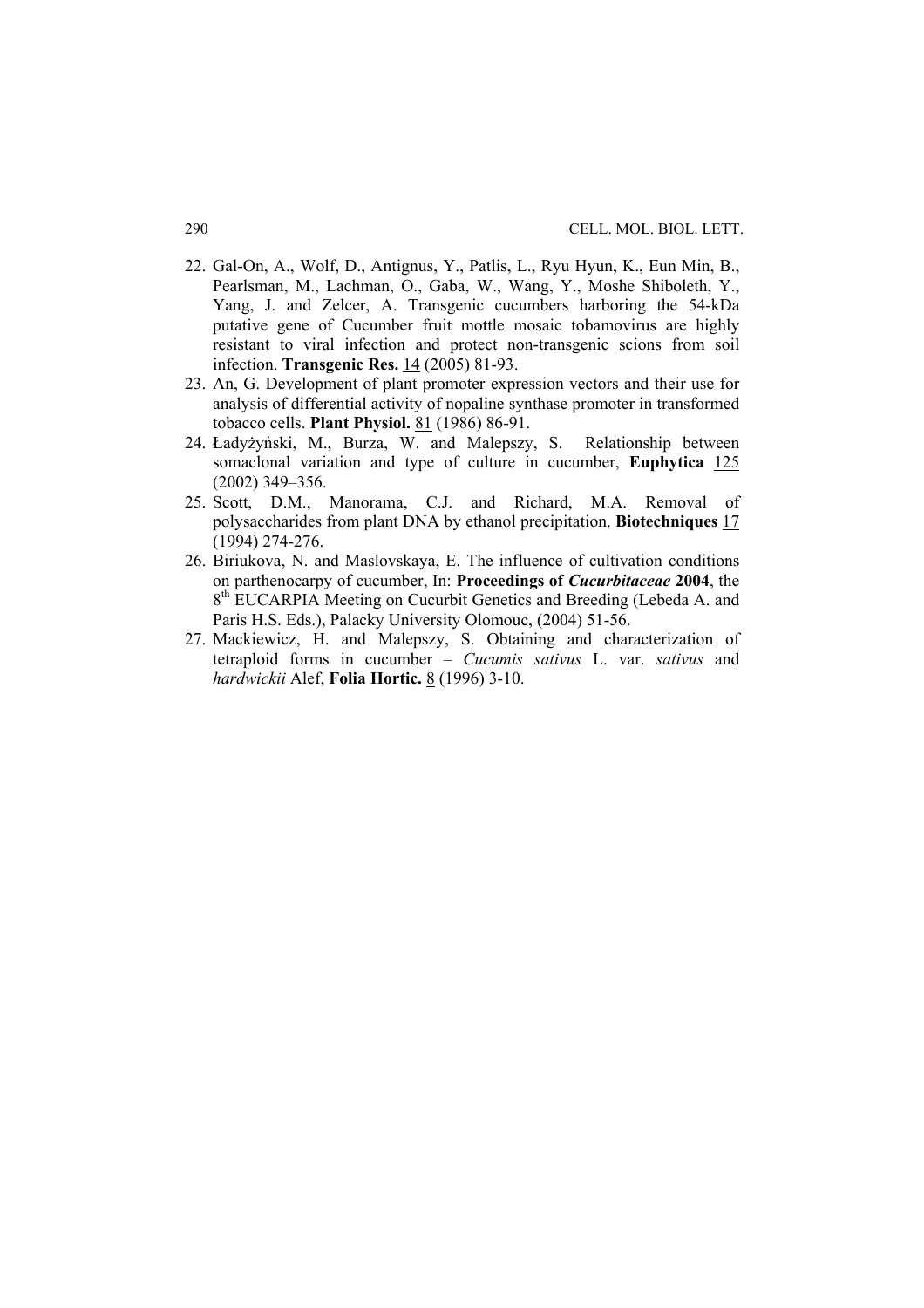22. Gal-On, A., Wolf, D., Antignus, Y., Patlis, L., Ryu Hyun, K., Eun Min, B., Pearlsman, M., Lachman, O., Gaba, W., Wang, Y., Moshe Shiboleth, Y., Yang, J. and Zelcer, A. Transgenic cucumbers harboring the 54-kDa putative gene of Cucumber fruit mottle mosaic tobamovirus are highly resistant to viral infection and protect non-transgenic scions from soil infection. **Transgenic Res.** 14 (2005) 81-93.
23. An, G. Development of plant promoter expression vectors and their use for analysis of differential activity of nopaline synthase promoter in transformed tobacco cells. **Plant Physiol.** 81 (1986) 86-91.
24. Ładyżyński, M., Burza, W. and Malepszy, S. Relationship between somaclonal variation and type of culture in cucumber, **Euphytica** 125 (2002) 349–356.
25. Scott, D.M., Manorama, C.J. and Richard, M.A. Removal of polysaccharides from plant DNA by ethanol precipitation. **Biotechniques** 17 (1994) 274-276.
26. Biriukova, N. and Maslovskaya, E. The influence of cultivation conditions on parthenocarpy of cucumber, In: **Proceedings of *Cucurbitaceae* 2004**, the 8th EUCARPIA Meeting on Cucurbit Genetics and Breeding (Lebeda A. and Paris H.S. Eds.), Palacky University Olomouc, (2004) 51-56.
27. Mackiewicz, H. and Malepszy, S. Obtaining and characterization of tetraploid forms in cucumber – *Cucumis sativus* L. var. *sativus* and *hardwickii* Alef, **Folia Hortic.** 8 (1996) 3-10.